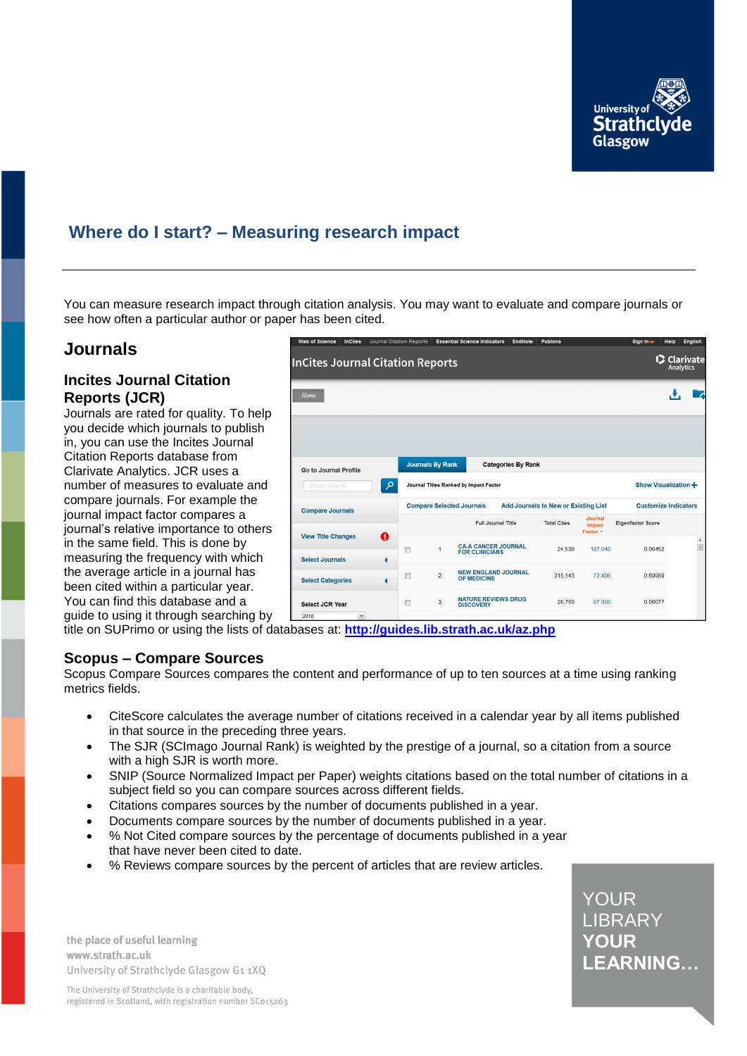# Where do I start? – Measuring research impact

You can measure research impact through citation analysis. You may want to evaluate and compare journals or see how often a particular author or paper has been cited.

## Journals

### Incites Journal Citation Reports (JCR)

Journals are rated for quality. To help you decide which journals to publish in, you can use the Incites Journal Citation Reports database from Clarivate Analytics. JCR uses a number of measures to evaluate and compare journals. For example the journal impact factor compares a journal's relative importance to others in the same field. This is done by measuring the frequency with which the average article in a journal has been cited within a particular year. You can find this database and a guide to using it through searching by title on SUPrimo or using the lists of databases at: **http://guides.lib.strath.ac.uk/az.php**

### Scopus – Compare Sources

Scopus Compare Sources compares the content and performance of up to ten sources at a time using ranking metrics fields.

- CiteScore calculates the average number of citations received in a calendar year by all items published in that source in the preceding three years.
- The SJR (SCImago Journal Rank) is weighted by the prestige of a journal, so a citation from a source with a high SJR is worth more.
- SNIP (Source Normalized Impact per Paper) weights citations based on the total number of citations in a subject field so you can compare sources across different fields.
- Citations compares sources by the number of documents published in a year.
- Documents compare sources by the number of documents published in a year.
- % Not Cited compare sources by the percentage of documents published in a year that have never been cited to date.
- % Reviews compare sources by the percent of articles that are review articles.

YOUR LIBRARY
YOUR LEARNING...

the place of useful learning
www.strath.ac.uk
University of Strathclyde Glasgow G1 1XQ

The University of Strathclyde is a charitable body, registered in Scotland, with registration number SC015263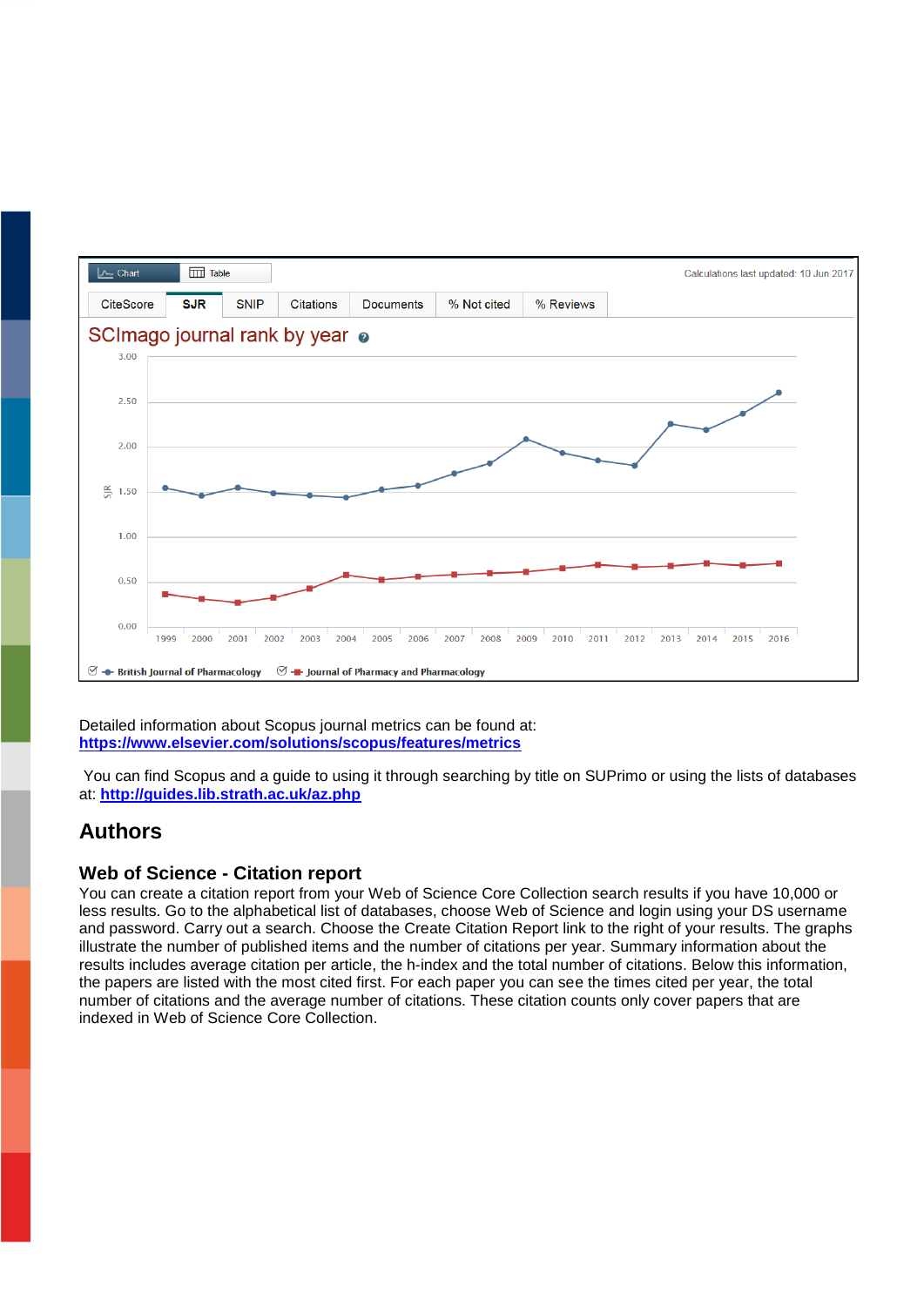Detailed information about Scopus journal metrics can be found at:
**https://www.elsevier.com/solutions/scopus/features/metrics**

You can find Scopus and a guide to using it through searching by title on SUPrimo or using the lists of databases at: **http://guides.lib.strath.ac.uk/az.php**

## Authors

### Web of Science - Citation report

You can create a citation report from your Web of Science Core Collection search results if you have 10,000 or less results. Go to the alphabetical list of databases, choose Web of Science and login using your DS username and password. Carry out a search. Choose the Create Citation Report link to the right of your results. The graphs illustrate the number of published items and the number of citations per year. Summary information about the results includes average citation per article, the h-index and the total number of citations. Below this information, the papers are listed with the most cited first. For each paper you can see the times cited per year, the total number of citations and the average number of citations. These citation counts only cover papers that are indexed in Web of Science Core Collection.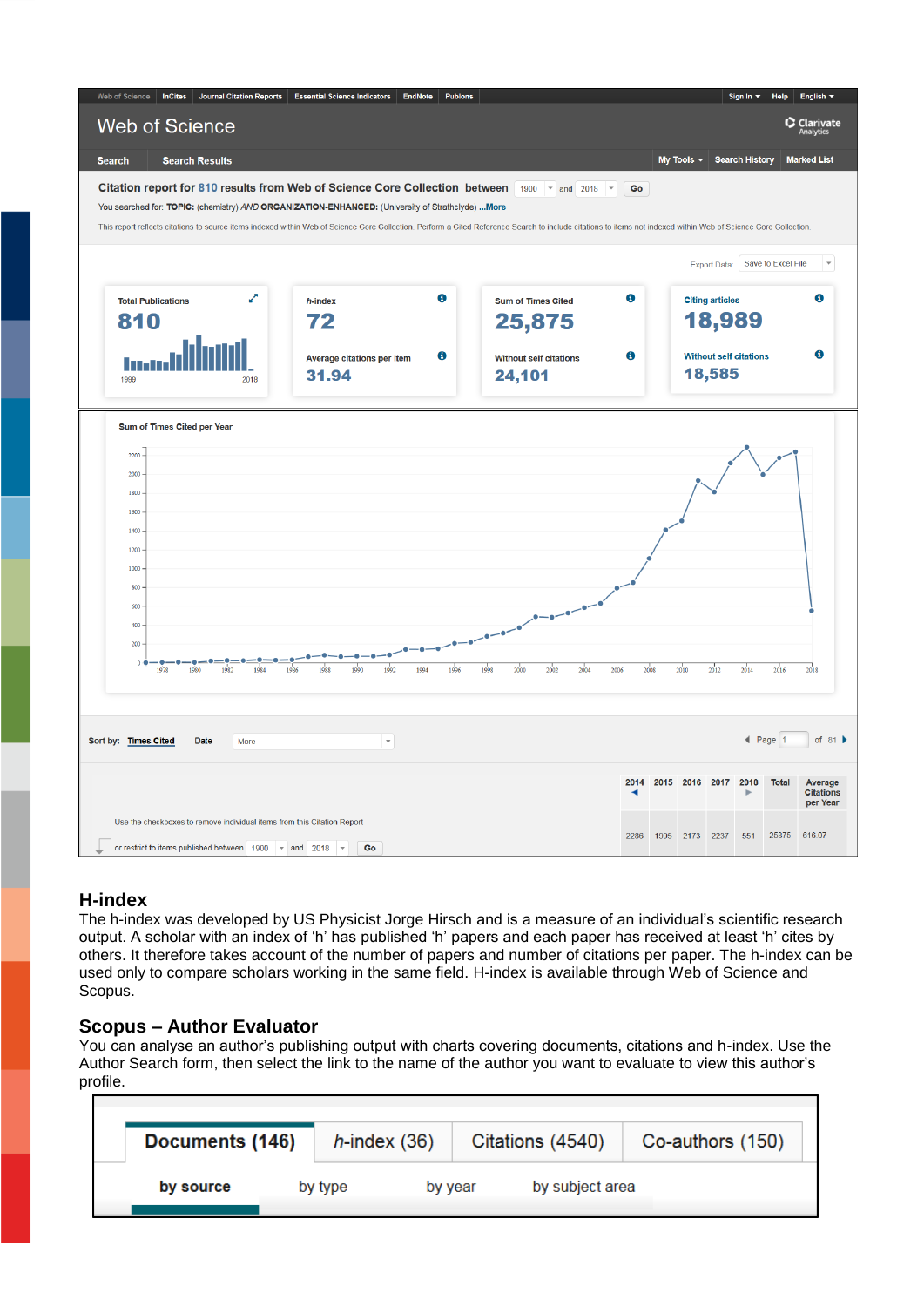Web of Science | InCites | Journal Citation Reports | Essential Science Indicators | EndNote | Publons | Sign In | Help | English

Web of Science

Clarivate Analytics

Search | Search Results | My Tools | Search History | Marked List

**Citation report for 810 results from Web of Science Core Collection** between 1900 and 2018 Go

You searched for: TOPIC: (chemistry) AND ORGANIZATION-ENHANCED: (University of Strathclyde) ...More

This report reflects citations to source items indexed within Web of Science Core Collection. Perform a Cited Reference Search to include citations to items not indexed within Web of Science Core Collection.

Export Data: Save to Excel File

| Total Publications | h-index | Sum of Times Cited | Citing articles |
|---|---|---|---|
| 810 | 72 | 25,875 | 18,989 |
| 1999–2018 | Average citations per item: 31.94 | Without self citations: 24,101 | Without self citations: 18,585 |

Sum of Times Cited per Year

Sort by: Times Cited | Date | More | Page 1 of 81

Use the checkboxes to remove individual items from this Citation Report

or restrict to items published between 1900 and 2018 Go

| 2014 | 2015 | 2016 | 2017 | 2018 | Total | Average Citations per Year |
|---|---|---|---|---|---|---|
| 2286 | 1995 | 2173 | 2237 | 551 | 25875 | 616.07 |

## H-index

The h-index was developed by US Physicist Jorge Hirsch and is a measure of an individual's scientific research output. A scholar with an index of 'h' has published 'h' papers and each paper has received at least 'h' cites by others. It therefore takes account of the number of papers and number of citations per paper. The h-index can be used only to compare scholars working in the same field. H-index is available through Web of Science and Scopus.

## Scopus – Author Evaluator

You can analyse an author's publishing output with charts covering documents, citations and h-index. Use the Author Search form, then select the link to the name of the author you want to evaluate to view this author's profile.

**Documents (146)** | h-index (36) | Citations (4540) | Co-authors (150)

**by source** | by type | by year | by subject area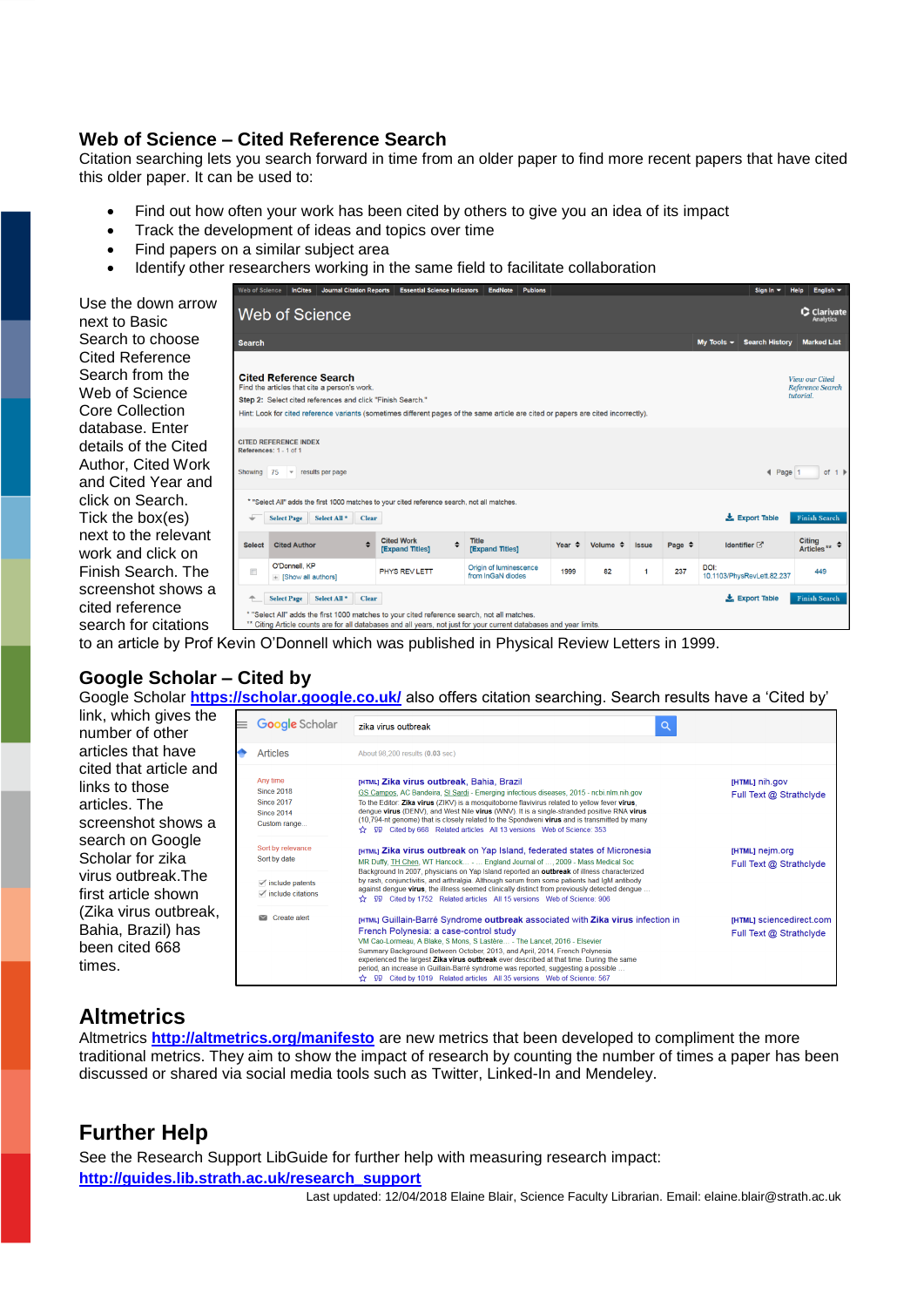## Web of Science – Cited Reference Search

Citation searching lets you search forward in time from an older paper to find more recent papers that have cited this older paper. It can be used to:

- Find out how often your work has been cited by others to give you an idea of its impact
- Track the development of ideas and topics over time
- Find papers on a similar subject area
- Identify other researchers working in the same field to facilitate collaboration

Use the down arrow next to Basic Search to choose Cited Reference Search from the Web of Science Core Collection database. Enter details of the Cited Author, Cited Work and Cited Year and click on Search. Tick the box(es) next to the relevant work and click on Finish Search. The screenshot shows a cited reference search for citations to an article by Prof Kevin O'Donnell which was published in Physical Review Letters in 1999.

## Google Scholar – Cited by

Google Scholar [https://scholar.google.co.uk/](https://scholar.google.co.uk/) also offers citation searching. Search results have a 'Cited by' link, which gives the number of other articles that have cited that article and links to those articles. The screenshot shows a search on Google Scholar for zika virus outbreak. The first article shown (Zika virus outbreak, Bahia, Brazil) has been cited 668 times.

## Altmetrics

Altmetrics [http://altmetrics.org/manifesto](http://altmetrics.org/manifesto) are new metrics that been developed to compliment the more traditional metrics. They aim to show the impact of research by counting the number of times a paper has been discussed or shared via social media tools such as Twitter, Linked-In and Mendeley.

## Further Help

See the Research Support LibGuide for further help with measuring research impact:
[http://guides.lib.strath.ac.uk/research_support](http://guides.lib.strath.ac.uk/research_support)

Last updated: 12/04/2018 Elaine Blair, Science Faculty Librarian. Email: elaine.blair@strath.ac.uk